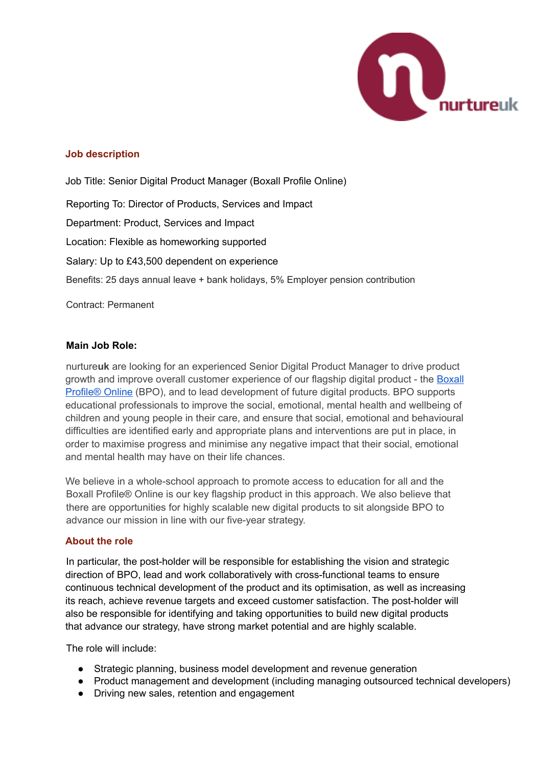## Job description

Job Title: Senior Digital Product Manager (Boxall Profile Online)

Reporting To: Director of Products, Services and Impact

Department: Product, Services and Impact

Location: Flexible as homeworking supported

Salary: Up to £43,500 dependent on experience

Benefits: 25 days annual leave + bank holidays, 5% Employer pension contribution

Contract: Permanent

### Main Job Role:

nurture**uk** are looking for an experienced Senior Digital Product Manager to drive product growth and improve overall customer experience of our flagship digital product - the Boxall Profile® Online (BPO), and to lead development of future digital products. BPO supports educational professionals to improve the social, emotional, mental health and wellbeing of children and young people in their care, and ensure that social, emotional and behavioural difficulties are identified early and appropriate plans and interventions are put in place, in order to maximise progress and minimise any negative impact that their social, emotional and mental health may have on their life chances.

We believe in a whole-school approach to promote access to education for all and the Boxall Profile® Online is our key flagship product in this approach. We also believe that there are opportunities for highly scalable new digital products to sit alongside BPO to advance our mission in line with our five-year strategy.

## About the role

In particular, the post-holder will be responsible for establishing the vision and strategic direction of BPO, lead and work collaboratively with cross-functional teams to ensure continuous technical development of the product and its optimisation, as well as increasing its reach, achieve revenue targets and exceed customer satisfaction. The post-holder will also be responsible for identifying and taking opportunities to build new digital products that advance our strategy, have strong market potential and are highly scalable.

The role will include:

- Strategic planning, business model development and revenue generation
- Product management and development (including managing outsourced technical developers)
- Driving new sales, retention and engagement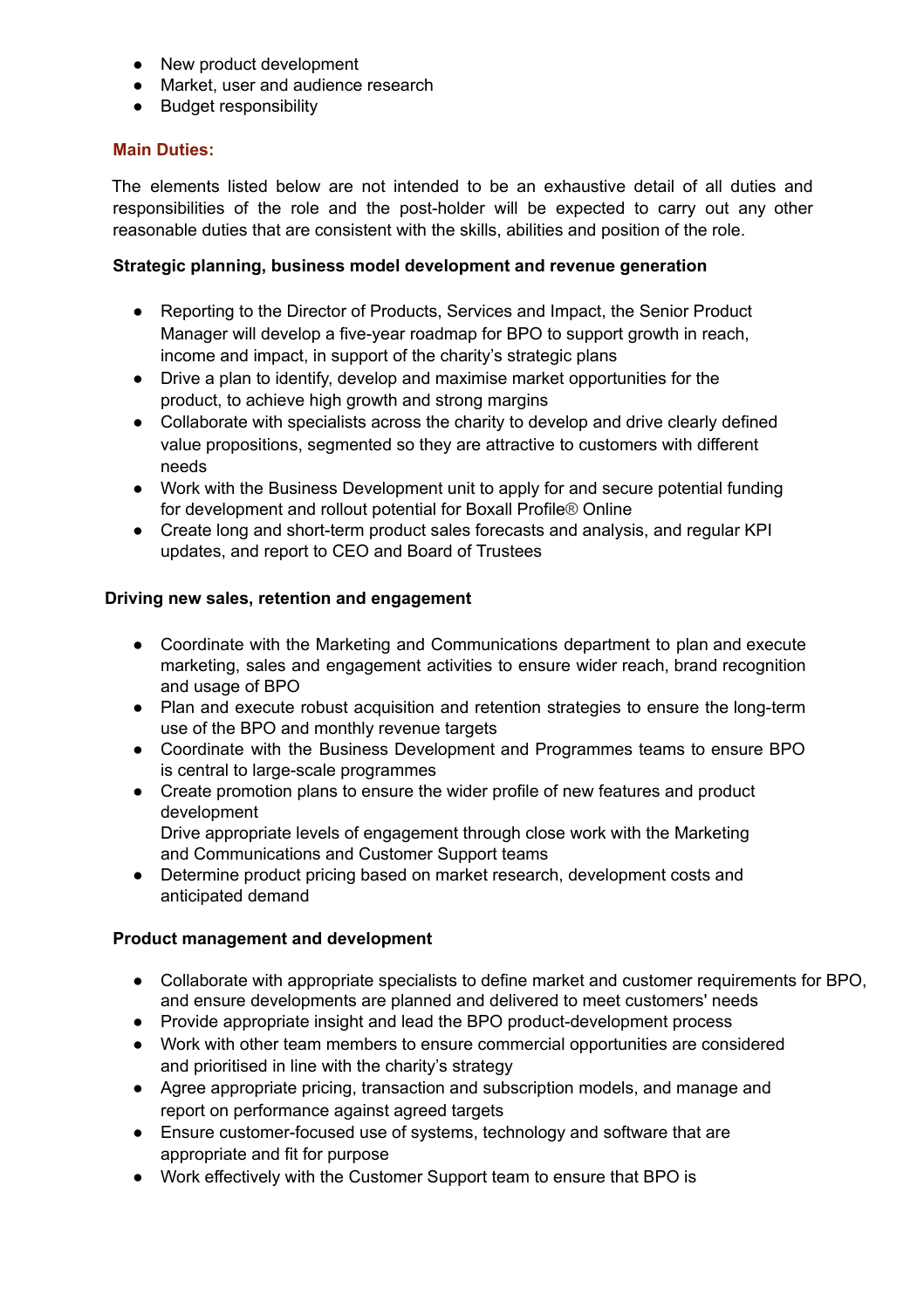- New product development
- Market, user and audience research
- Budget responsibility

## Main Duties:

The elements listed below are not intended to be an exhaustive detail of all duties and responsibilities of the role and the post-holder will be expected to carry out any other reasonable duties that are consistent with the skills, abilities and position of the role.

**Strategic planning, business model development and revenue generation**

- Reporting to the Director of Products, Services and Impact, the Senior Product Manager will develop a five-year roadmap for BPO to support growth in reach, income and impact, in support of the charity's strategic plans
- Drive a plan to identify, develop and maximise market opportunities for the product, to achieve high growth and strong margins
- Collaborate with specialists across the charity to develop and drive clearly defined value propositions, segmented so they are attractive to customers with different needs
- Work with the Business Development unit to apply for and secure potential funding for development and rollout potential for Boxall Profile® Online
- Create long and short-term product sales forecasts and analysis, and regular KPI updates, and report to CEO and Board of Trustees

**Driving new sales, retention and engagement**

- Coordinate with the Marketing and Communications department to plan and execute marketing, sales and engagement activities to ensure wider reach, brand recognition and usage of BPO
- Plan and execute robust acquisition and retention strategies to ensure the long-term use of the BPO and monthly revenue targets
- Coordinate with the Business Development and Programmes teams to ensure BPO is central to large-scale programmes
- Create promotion plans to ensure the wider profile of new features and product development
  Drive appropriate levels of engagement through close work with the Marketing and Communications and Customer Support teams
- Determine product pricing based on market research, development costs and anticipated demand

**Product management and development**

- Collaborate with appropriate specialists to define market and customer requirements for BPO, and ensure developments are planned and delivered to meet customers' needs
- Provide appropriate insight and lead the BPO product-development process
- Work with other team members to ensure commercial opportunities are considered and prioritised in line with the charity's strategy
- Agree appropriate pricing, transaction and subscription models, and manage and report on performance against agreed targets
- Ensure customer-focused use of systems, technology and software that are appropriate and fit for purpose
- Work effectively with the Customer Support team to ensure that BPO is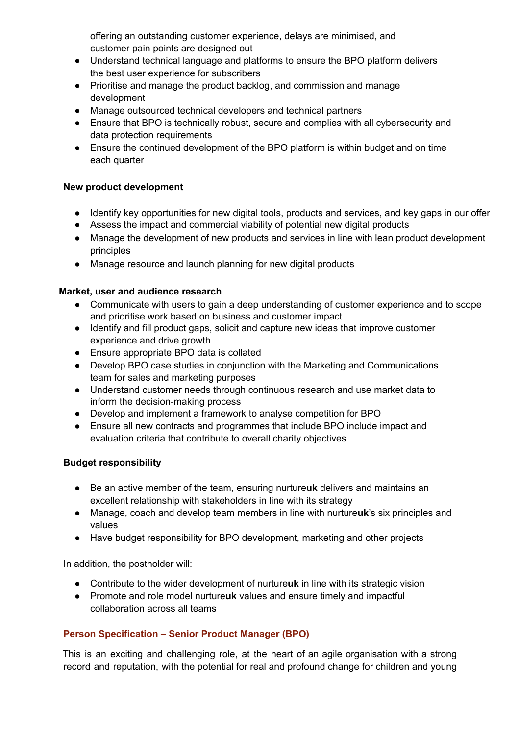offering an outstanding customer experience, delays are minimised, and customer pain points are designed out

- Understand technical language and platforms to ensure the BPO platform delivers the best user experience for subscribers
- Prioritise and manage the product backlog, and commission and manage development
- Manage outsourced technical developers and technical partners
- Ensure that BPO is technically robust, secure and complies with all cybersecurity and data protection requirements
- Ensure the continued development of the BPO platform is within budget and on time each quarter

**New product development**

- Identify key opportunities for new digital tools, products and services, and key gaps in our offer
- Assess the impact and commercial viability of potential new digital products
- Manage the development of new products and services in line with lean product development principles
- Manage resource and launch planning for new digital products

**Market, user and audience research**

- Communicate with users to gain a deep understanding of customer experience and to scope and prioritise work based on business and customer impact
- Identify and fill product gaps, solicit and capture new ideas that improve customer experience and drive growth
- Ensure appropriate BPO data is collated
- Develop BPO case studies in conjunction with the Marketing and Communications team for sales and marketing purposes
- Understand customer needs through continuous research and use market data to inform the decision-making process
- Develop and implement a framework to analyse competition for BPO
- Ensure all new contracts and programmes that include BPO include impact and evaluation criteria that contribute to overall charity objectives

**Budget responsibility**

- Be an active member of the team, ensuring nurture**uk** delivers and maintains an excellent relationship with stakeholders in line with its strategy
- Manage, coach and develop team members in line with nurture**uk**'s six principles and values
- Have budget responsibility for BPO development, marketing and other projects

In addition, the postholder will:

- Contribute to the wider development of nurture**uk** in line with its strategic vision
- Promote and role model nurture**uk** values and ensure timely and impactful collaboration across all teams

## Person Specification – Senior Product Manager (BPO)

This is an exciting and challenging role, at the heart of an agile organisation with a strong record and reputation, with the potential for real and profound change for children and young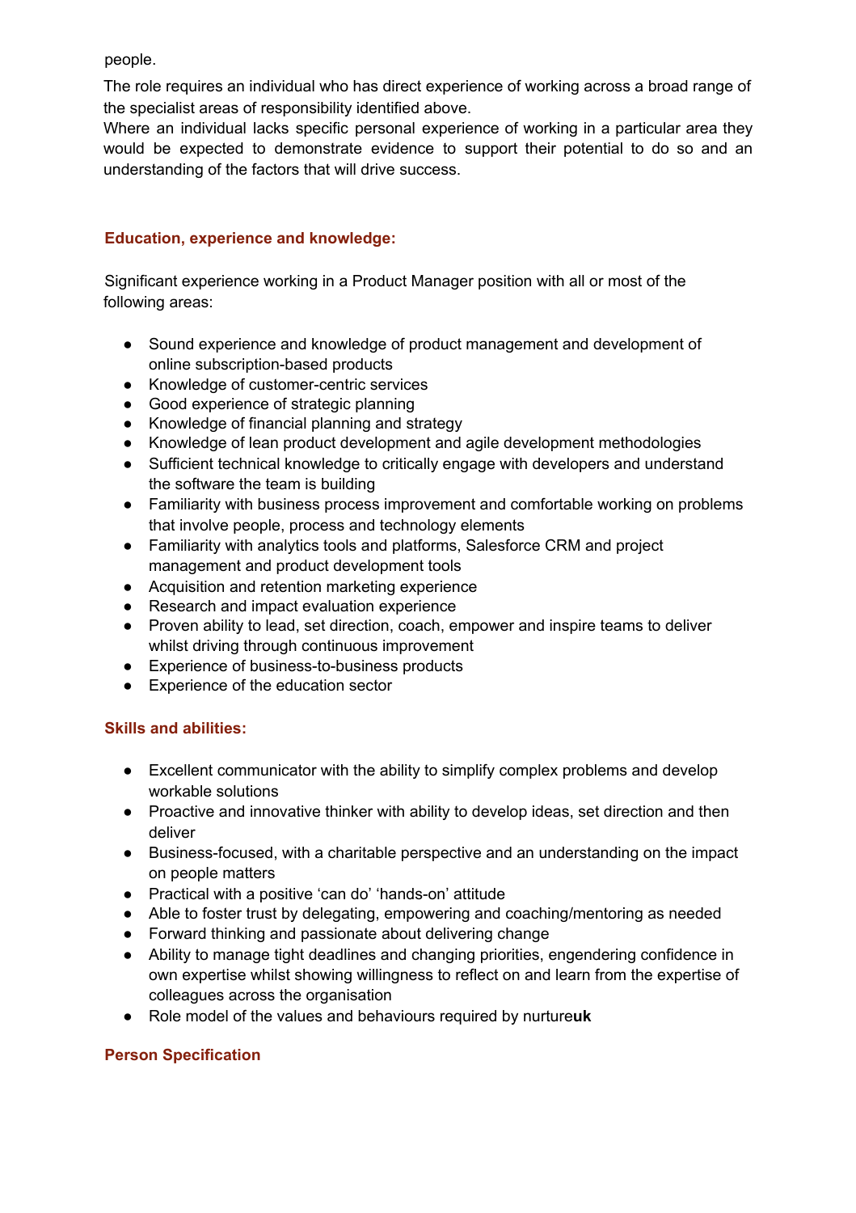people.

The role requires an individual who has direct experience of working across a broad range of the specialist areas of responsibility identified above.

Where an individual lacks specific personal experience of working in a particular area they would be expected to demonstrate evidence to support their potential to do so and an understanding of the factors that will drive success.

## Education, experience and knowledge:

Significant experience working in a Product Manager position with all or most of the following areas:

- Sound experience and knowledge of product management and development of online subscription-based products
- Knowledge of customer-centric services
- Good experience of strategic planning
- Knowledge of financial planning and strategy
- Knowledge of lean product development and agile development methodologies
- Sufficient technical knowledge to critically engage with developers and understand the software the team is building
- Familiarity with business process improvement and comfortable working on problems that involve people, process and technology elements
- Familiarity with analytics tools and platforms, Salesforce CRM and project management and product development tools
- Acquisition and retention marketing experience
- Research and impact evaluation experience
- Proven ability to lead, set direction, coach, empower and inspire teams to deliver whilst driving through continuous improvement
- Experience of business-to-business products
- Experience of the education sector

## Skills and abilities:

- Excellent communicator with the ability to simplify complex problems and develop workable solutions
- Proactive and innovative thinker with ability to develop ideas, set direction and then deliver
- Business-focused, with a charitable perspective and an understanding on the impact on people matters
- Practical with a positive 'can do' 'hands-on' attitude
- Able to foster trust by delegating, empowering and coaching/mentoring as needed
- Forward thinking and passionate about delivering change
- Ability to manage tight deadlines and changing priorities, engendering confidence in own expertise whilst showing willingness to reflect on and learn from the expertise of colleagues across the organisation
- Role model of the values and behaviours required by nurture**uk**

## Person Specification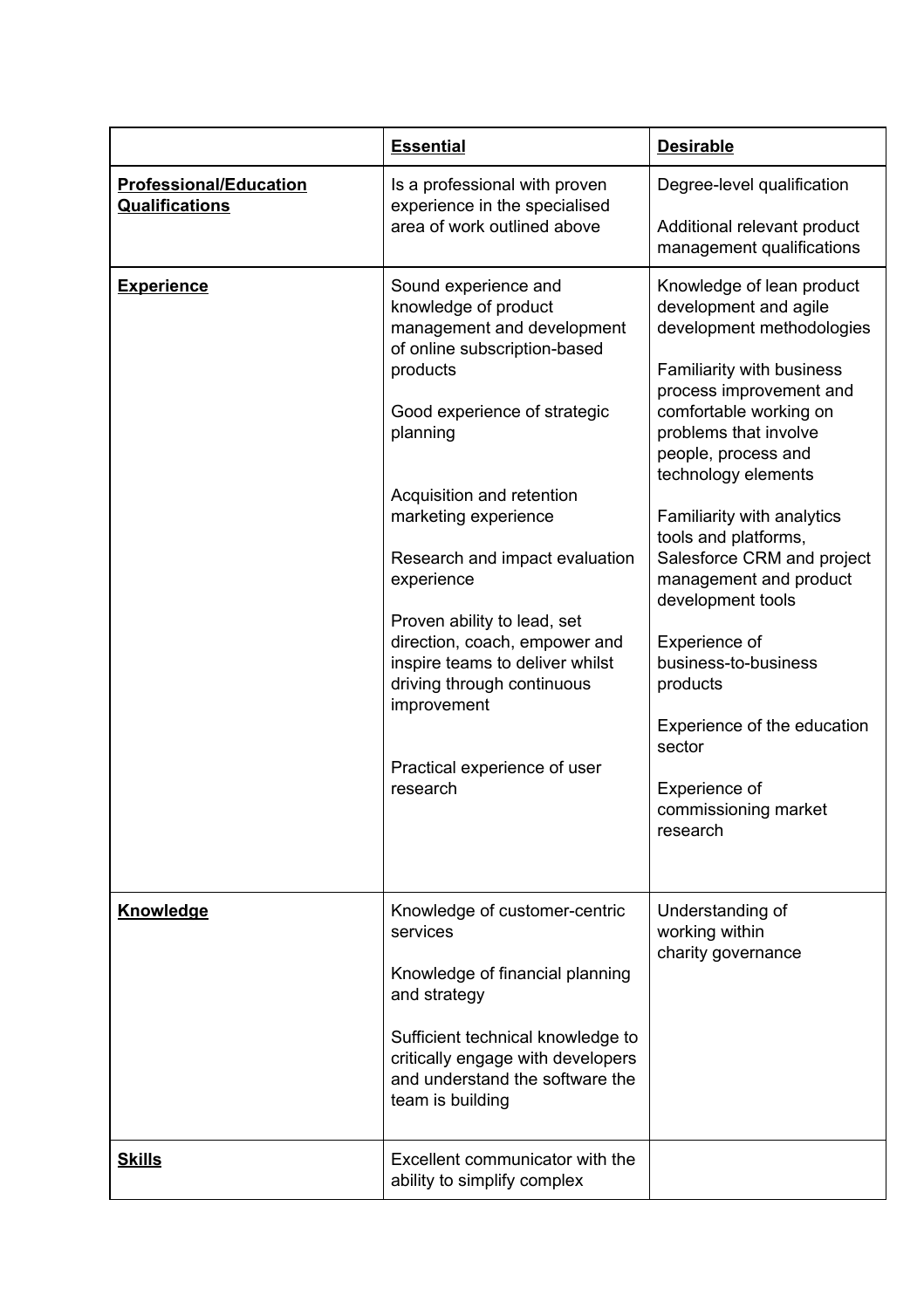| | **Essential** | **Desirable** |
|---|---|---|
| **Professional/Education Qualifications** | Is a professional with proven experience in the specialised area of work outlined above | Degree-level qualification<br><br>Additional relevant product management qualifications |
| **Experience** | Sound experience and knowledge of product management and development of online subscription-based products<br><br>Good experience of strategic planning<br><br>Acquisition and retention marketing experience<br><br>Research and impact evaluation experience<br><br>Proven ability to lead, set direction, coach, empower and inspire teams to deliver whilst driving through continuous improvement<br><br>Practical experience of user research | Knowledge of lean product development and agile development methodologies<br><br>Familiarity with business process improvement and comfortable working on problems that involve people, process and technology elements<br><br>Familiarity with analytics tools and platforms, Salesforce CRM and project management and product development tools<br><br>Experience of business-to-business products<br><br>Experience of the education sector<br><br>Experience of commissioning market research |
| **Knowledge** | Knowledge of customer-centric services<br><br>Knowledge of financial planning and strategy<br><br>Sufficient technical knowledge to critically engage with developers and understand the software the team is building | Understanding of working within charity governance |
| **Skills** | Excellent communicator with the ability to simplify complex | |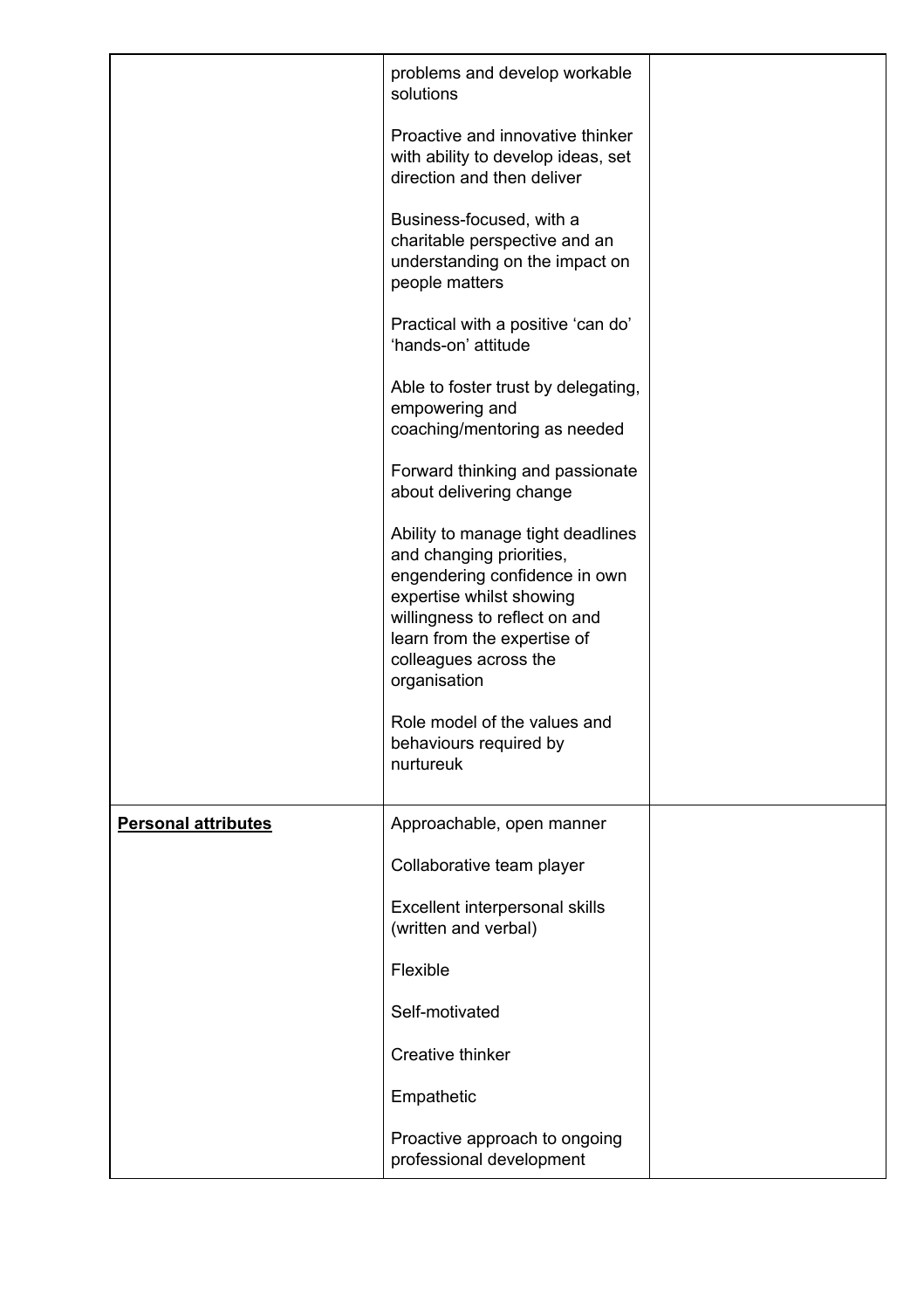| | | |
|---|---|---|
| | problems and develop workable solutions<br><br>Proactive and innovative thinker with ability to develop ideas, set direction and then deliver<br><br>Business-focused, with a charitable perspective and an understanding on the impact on people matters<br><br>Practical with a positive 'can do' 'hands-on' attitude<br><br>Able to foster trust by delegating, empowering and coaching/mentoring as needed<br><br>Forward thinking and passionate about delivering change<br><br>Ability to manage tight deadlines and changing priorities, engendering confidence in own expertise whilst showing willingness to reflect on and learn from the expertise of colleagues across the organisation<br><br>Role model of the values and behaviours required by nurtureuk | |
| **Personal attributes** | Approachable, open manner<br><br>Collaborative team player<br><br>Excellent interpersonal skills (written and verbal)<br><br>Flexible<br><br>Self-motivated<br><br>Creative thinker<br><br>Empathetic<br><br>Proactive approach to ongoing professional development | |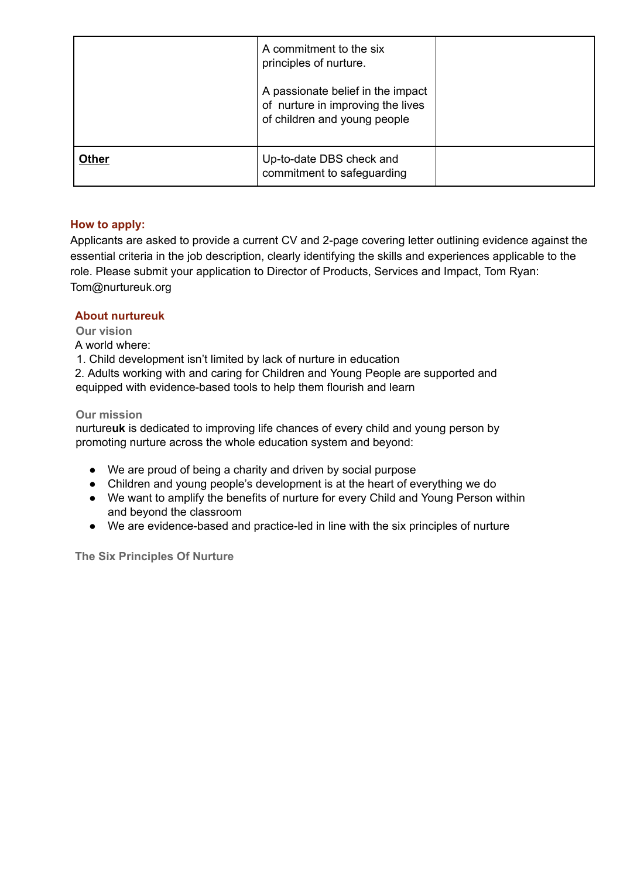| | | |
|---|---|---|
| | A commitment to the six principles of nurture.<br><br>A passionate belief in the impact of nurture in improving the lives of children and young people | |
| **Other** | Up-to-date DBS check and commitment to safeguarding | |

### How to apply:

Applicants are asked to provide a current CV and 2-page covering letter outlining evidence against the essential criteria in the job description, clearly identifying the skills and experiences applicable to the role. Please submit your application to Director of Products, Services and Impact, Tom Ryan: Tom@nurtureuk.org

### About nurtureuk

#### Our vision

A world where:

1. Child development isn't limited by lack of nurture in education
2. Adults working with and caring for Children and Young People are supported and equipped with evidence-based tools to help them flourish and learn

#### Our mission

nurture**uk** is dedicated to improving life chances of every child and young person by promoting nurture across the whole education system and beyond:

- We are proud of being a charity and driven by social purpose
- Children and young people's development is at the heart of everything we do
- We want to amplify the benefits of nurture for every Child and Young Person within and beyond the classroom
- We are evidence-based and practice-led in line with the six principles of nurture

#### The Six Principles Of Nurture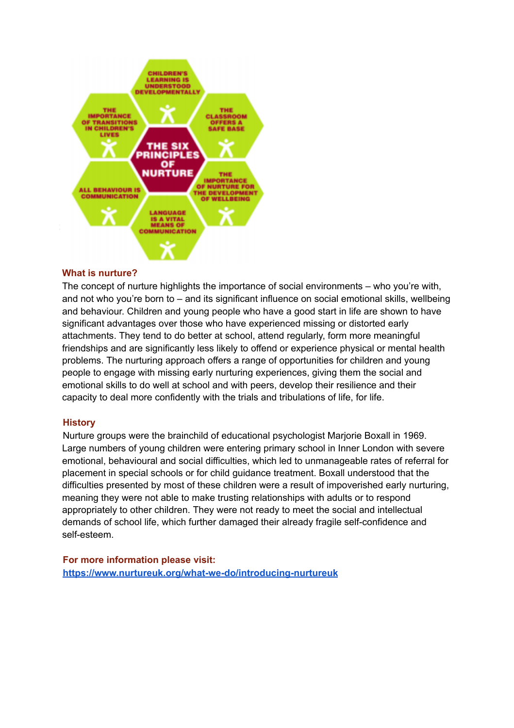THE SIX PRINCIPLES OF NURTURE

CHILDREN'S LEARNING IS UNDERSTOOD DEVELOPMENTALLY

THE CLASSROOM OFFERS A SAFE BASE

THE IMPORTANCE OF NURTURE FOR THE DEVELOPMENT OF WELLBEING

LANGUAGE IS A VITAL MEANS OF COMMUNICATION

ALL BEHAVIOUR IS COMMUNICATION

THE IMPORTANCE OF TRANSITIONS IN CHILDREN'S LIVES

## What is nurture?

The concept of nurture highlights the importance of social environments – who you're with, and not who you're born to – and its significant influence on social emotional skills, wellbeing and behaviour. Children and young people who have a good start in life are shown to have significant advantages over those who have experienced missing or distorted early attachments. They tend to do better at school, attend regularly, form more meaningful friendships and are significantly less likely to offend or experience physical or mental health problems. The nurturing approach offers a range of opportunities for children and young people to engage with missing early nurturing experiences, giving them the social and emotional skills to do well at school and with peers, develop their resilience and their capacity to deal more confidently with the trials and tribulations of life, for life.

## History

Nurture groups were the brainchild of educational psychologist Marjorie Boxall in 1969. Large numbers of young children were entering primary school in Inner London with severe emotional, behavioural and social difficulties, which led to unmanageable rates of referral for placement in special schools or for child guidance treatment. Boxall understood that the difficulties presented by most of these children were a result of impoverished early nurturing, meaning they were not able to make trusting relationships with adults or to respond appropriately to other children. They were not ready to meet the social and intellectual demands of school life, which further damaged their already fragile self-confidence and self-esteem.

**For more information please visit:**
[https://www.nurtureuk.org/what-we-do/introducing-nurtureuk](https://www.nurtureuk.org/what-we-do/introducing-nurtureuk)